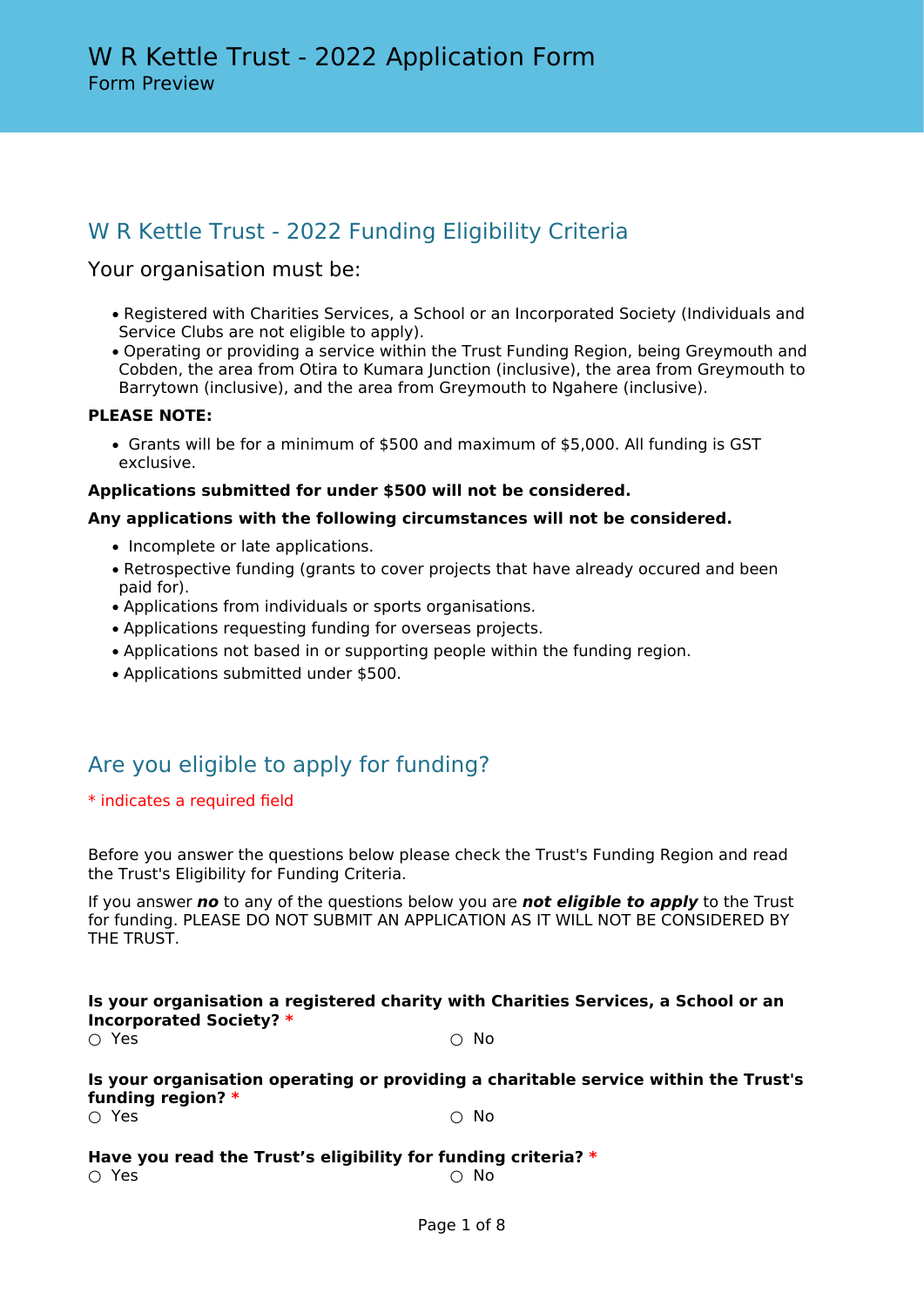# W R Kettle Trust - 2022 Application Form

Form Preview

## W R Kettle Trust - 2022 Funding Eligibility Criteria

### Your organisation must be:

- Registered with Charities Services, a School or an Incorporated Society (Individuals and Service Clubs are not eligible to apply).
- Operating or providing a service within the Trust Funding Region, being Greymouth and Cobden, the area from Otira to Kumara Junction (inclusive), the area from Greymouth to Barrytown (inclusive), and the area from Greymouth to Ngahere (inclusive).

**PLEASE NOTE:**

- Grants will be for a minimum of $500 and maximum of $5,000. All funding is GST exclusive.

**Applications submitted for under $500 will not be considered.**

**Any applications with the following circumstances will not be considered.**

- Incomplete or late applications.
- Retrospective funding (grants to cover projects that have already occured and been paid for).
- Applications from individuals or sports organisations.
- Applications requesting funding for overseas projects.
- Applications not based in or supporting people within the funding region.
- Applications submitted under $500.

## Are you eligible to apply for funding?

* indicates a required field

Before you answer the questions below please check the Trust's Funding Region and read the Trust's Eligibility for Funding Criteria.

If you answer ***no*** to any of the questions below you are ***not eligible to apply*** to the Trust for funding. PLEASE DO NOT SUBMIT AN APPLICATION AS IT WILL NOT BE CONSIDERED BY THE TRUST.

**Is your organisation a registered charity with Charities Services, a School or an Incorporated Society? ***

○ Yes ○ No

**Is your organisation operating or providing a charitable service within the Trust's funding region? ***

○ Yes ○ No

**Have you read the Trust's eligibility for funding criteria? ***

○ Yes ○ No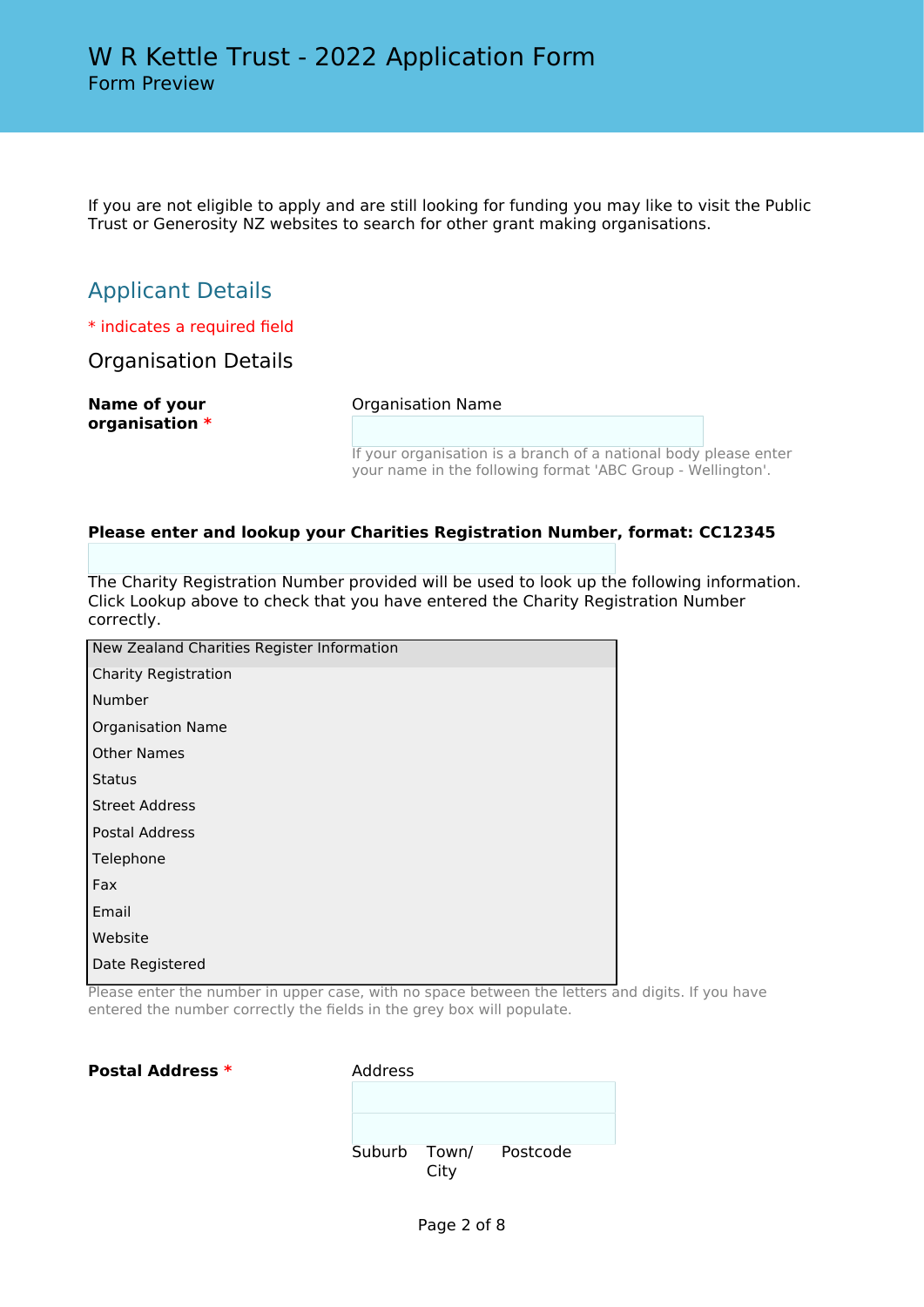# W R Kettle Trust - 2022 Application Form

Form Preview

If you are not eligible to apply and are still looking for funding you may like to visit the Public Trust or Generosity NZ websites to search for other grant making organisations.

## Applicant Details

* indicates a required field

### Organisation Details

**Name of your organisation** *

Organisation Name

If your organisation is a branch of a national body please enter your name in the following format 'ABC Group - Wellington'.

**Please enter and lookup your Charities Registration Number, format: CC12345**

The Charity Registration Number provided will be used to look up the following information. Click Lookup above to check that you have entered the Charity Registration Number correctly.

| New Zealand Charities Register Information |
| --- |
| Charity Registration Number |
| Organisation Name |
| Other Names |
| Status |
| Street Address |
| Postal Address |
| Telephone |
| Fax |
| Email |
| Website |
| Date Registered |

Please enter the number in upper case, with no space between the letters and digits. If you have entered the number correctly the fields in the grey box will populate.

**Postal Address** *

Address

Suburb Town/City Postcode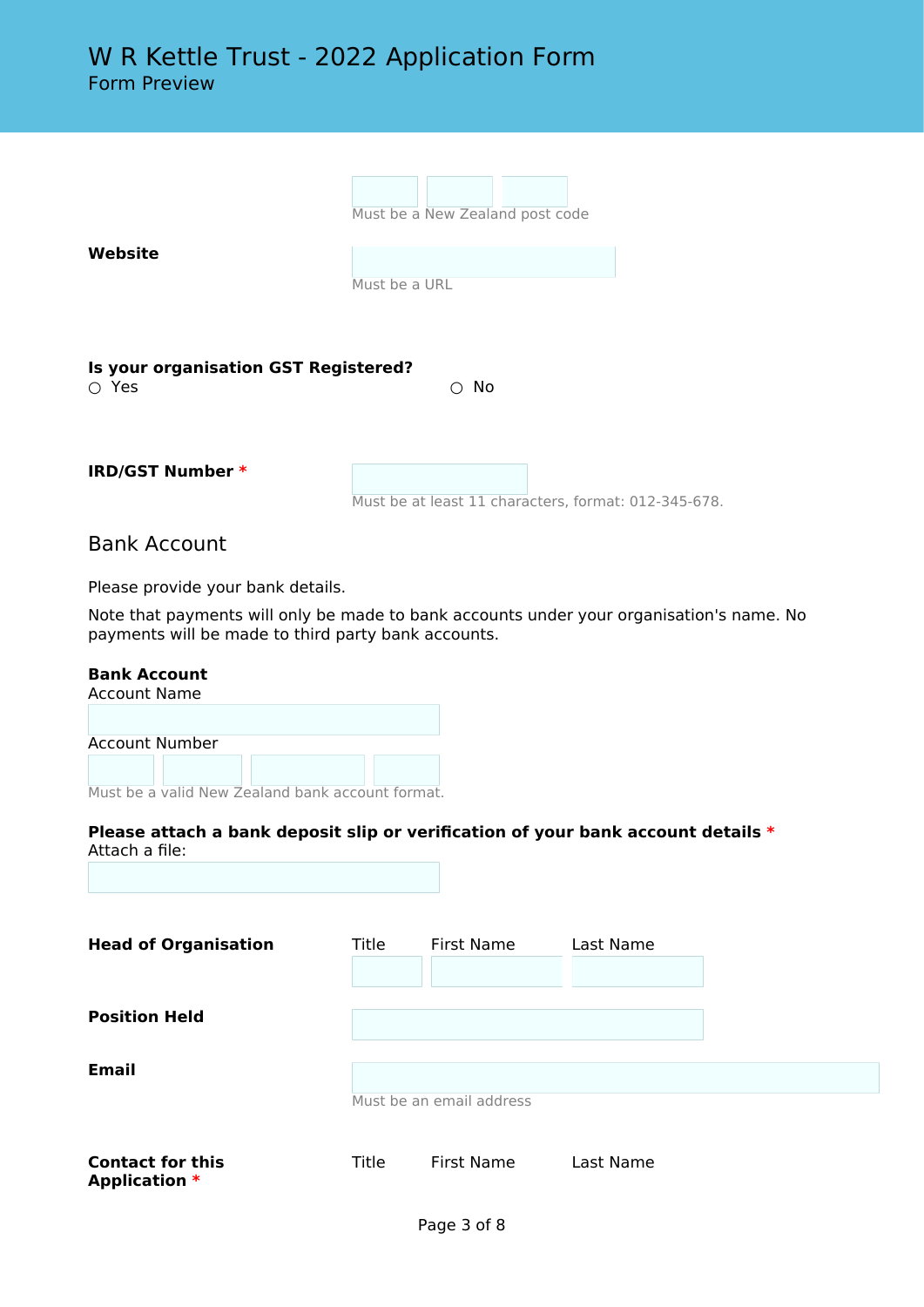# W R Kettle Trust - 2022 Application Form

Form Preview

Must be a New Zealand post code

**Website**

Must be a URL

**Is your organisation GST Registered?**

○ Yes ○ No

**IRD/GST Number** *

Must be at least 11 characters, format: 012-345-678.

## Bank Account

Please provide your bank details.

Note that payments will only be made to bank accounts under your organisation's name. No payments will be made to third party bank accounts.

**Bank Account**

Account Name

Account Number

Must be a valid New Zealand bank account format.

**Please attach a bank deposit slip or verification of your bank account details** *

Attach a file:

**Head of Organisation**

| Title | First Name | Last Name |
|---|---|---|
| | | |

**Position Held**

**Email**

Must be an email address

**Contact for this Application** *

| Title | First Name | Last Name |
|---|---|---|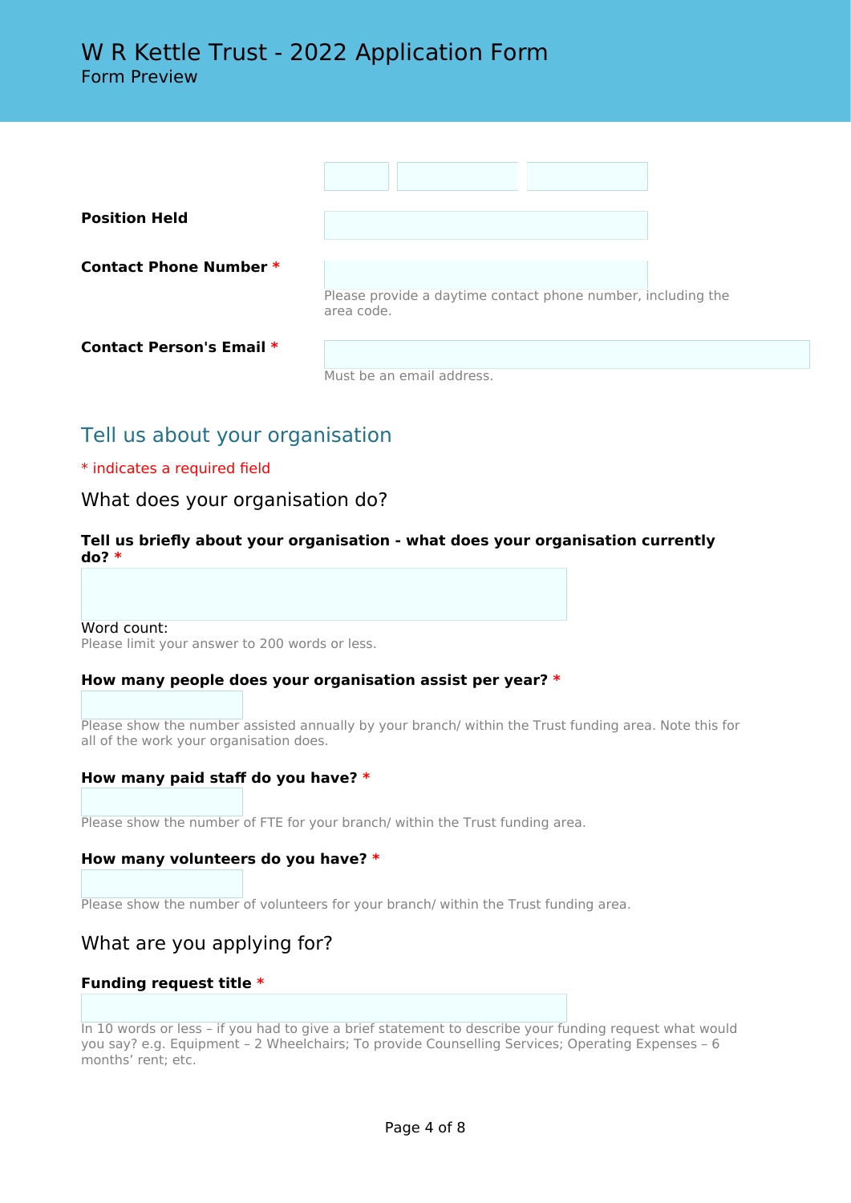# W R Kettle Trust - 2022 Application Form

Form Preview

**Position Held**

**Contact Phone Number** *

Please provide a daytime contact phone number, including the area code.

**Contact Person's Email** *

Must be an email address.

## Tell us about your organisation

* indicates a required field

### What does your organisation do?

**Tell us briefly about your organisation - what does your organisation currently do?** *

Word count:

Please limit your answer to 200 words or less.

**How many people does your organisation assist per year?** *

Please show the number assisted annually by your branch/ within the Trust funding area. Note this for all of the work your organisation does.

**How many paid staff do you have?** *

Please show the number of FTE for your branch/ within the Trust funding area.

**How many volunteers do you have?** *

Please show the number of volunteers for your branch/ within the Trust funding area.

### What are you applying for?

**Funding request title** *

In 10 words or less – if you had to give a brief statement to describe your funding request what would you say? e.g. Equipment – 2 Wheelchairs; To provide Counselling Services; Operating Expenses – 6 months' rent; etc.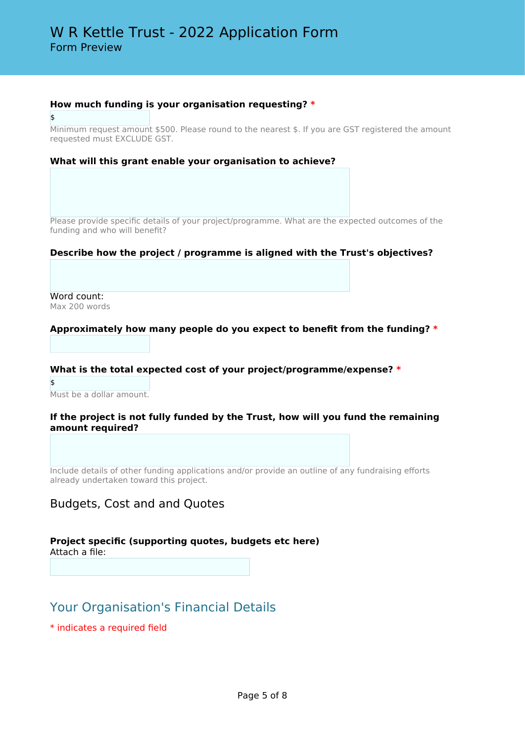# W R Kettle Trust - 2022 Application Form

Form Preview

**How much funding is your organisation requesting?** *

$

Minimum request amount $500. Please round to the nearest $. If you are GST registered the amount requested must EXCLUDE GST.

**What will this grant enable your organisation to achieve?**

Please provide specific details of your project/programme. What are the expected outcomes of the funding and who will benefit?

**Describe how the project / programme is aligned with the Trust's objectives?**

Word count:

Max 200 words

**Approximately how many people do you expect to benefit from the funding?** *

**What is the total expected cost of your project/programme/expense?** *

$

Must be a dollar amount.

**If the project is not fully funded by the Trust, how will you fund the remaining amount required?**

Include details of other funding applications and/or provide an outline of any fundraising efforts already undertaken toward this project.

### Budgets, Cost and and Quotes

**Project specific (supporting quotes, budgets etc here)**

Attach a file:

## Your Organisation's Financial Details

* indicates a required field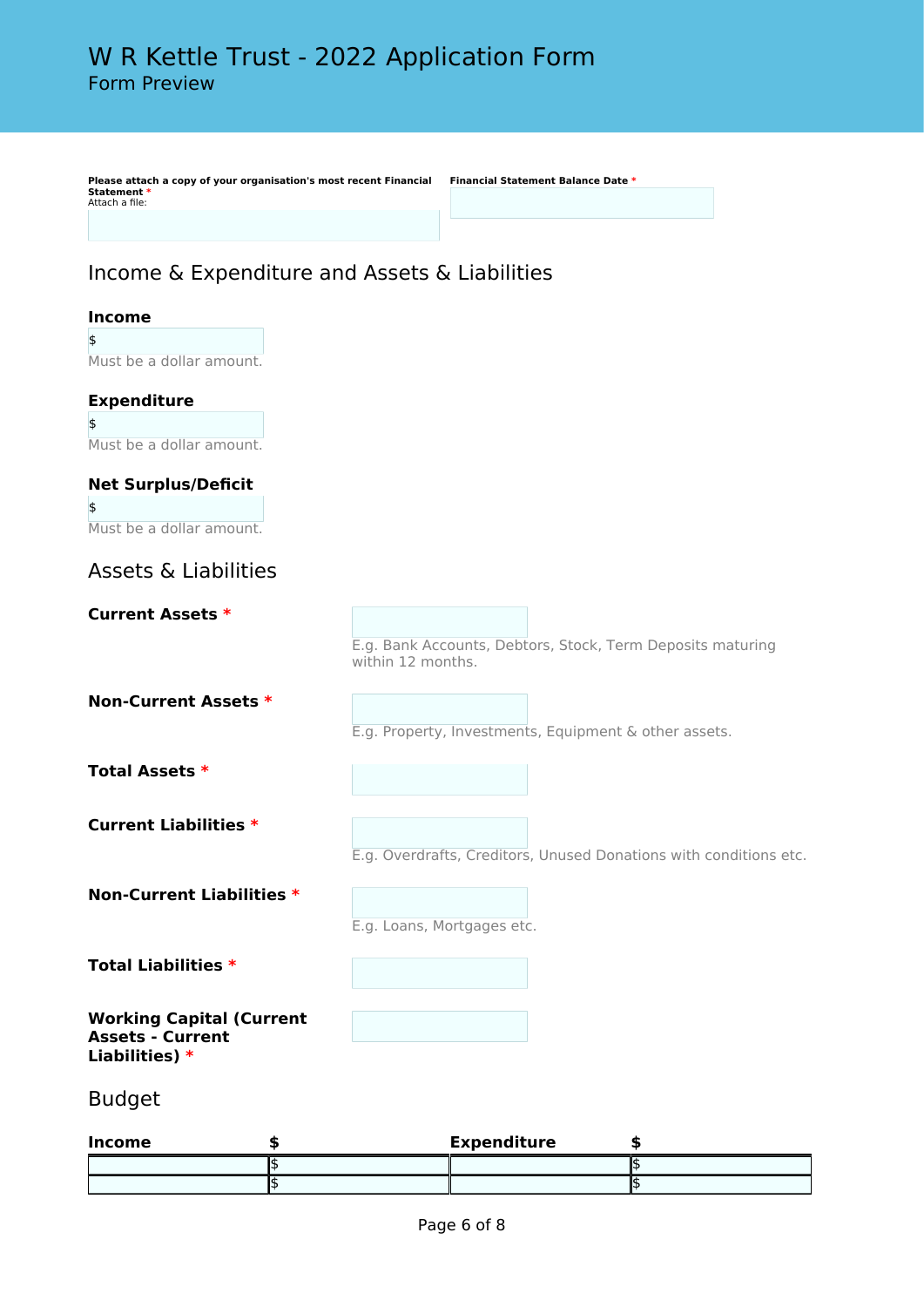# W R Kettle Trust - 2022 Application Form

Form Preview

**Please attach a copy of your organisation's most recent Financial Statement** *
Attach a file:

**Financial Statement Balance Date** *

## Income & Expenditure and Assets & Liabilities

**Income**

$

Must be a dollar amount.

**Expenditure**

$

Must be a dollar amount.

**Net Surplus/Deficit**

$

Must be a dollar amount.

## Assets & Liabilities

**Current Assets** *

E.g. Bank Accounts, Debtors, Stock, Term Deposits maturing within 12 months.

**Non-Current Assets** *

E.g. Property, Investments, Equipment & other assets.

**Total Assets** *

**Current Liabilities** *

E.g. Overdrafts, Creditors, Unused Donations with conditions etc.

**Non-Current Liabilities** *

E.g. Loans, Mortgages etc.

**Total Liabilities** *

**Working Capital (Current Assets - Current Liabilities)** *

## Budget

| Income | $ | Expenditure | $ |
|---|---|---|---|
| | $ | | $ |
| | $ | | $ |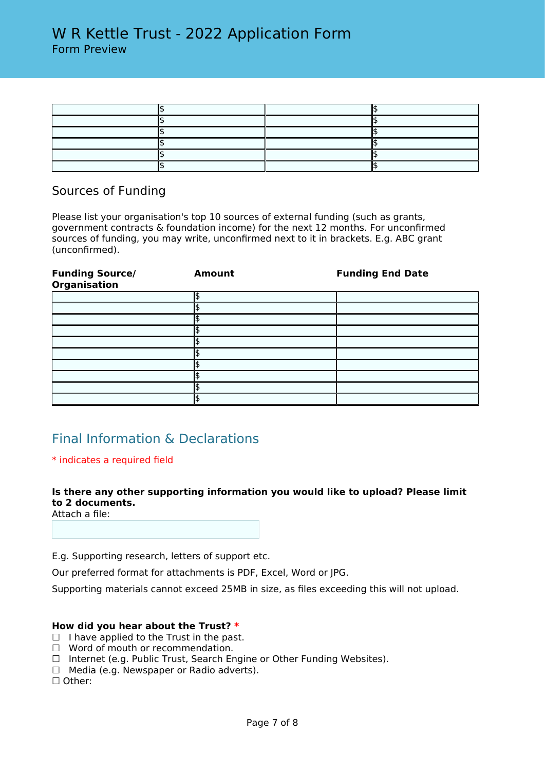# W R Kettle Trust - 2022 Application Form

Form Preview

| | | | |
|---|---|---|---|
| | $ | | $ |
| | $ | | $ |
| | $ | | $ |
| | $ | | $ |
| | $ | | $ |
| | $ | | $ |

## Sources of Funding

Please list your organisation's top 10 sources of external funding (such as grants, government contracts & foundation income) for the next 12 months. For unconfirmed sources of funding, you may write, unconfirmed next to it in brackets. E.g. ABC grant (unconfirmed).

| Funding Source/ Organisation | Amount | Funding End Date |
|---|---|---|
| | $ | |
| | $ | |
| | $ | |
| | $ | |
| | $ | |
| | $ | |
| | $ | |
| | $ | |
| | $ | |
| | $ | |

## Final Information & Declarations

* indicates a required field

**Is there any other supporting information you would like to upload? Please limit to 2 documents.**

Attach a file:

E.g. Supporting research, letters of support etc.

Our preferred format for attachments is PDF, Excel, Word or JPG.

Supporting materials cannot exceed 25MB in size, as files exceeding this will not upload.

**How did you hear about the Trust? ***

☐ I have applied to the Trust in the past.
☐ Word of mouth or recommendation.
☐ Internet (e.g. Public Trust, Search Engine or Other Funding Websites).
☐ Media (e.g. Newspaper or Radio adverts).
☐ Other: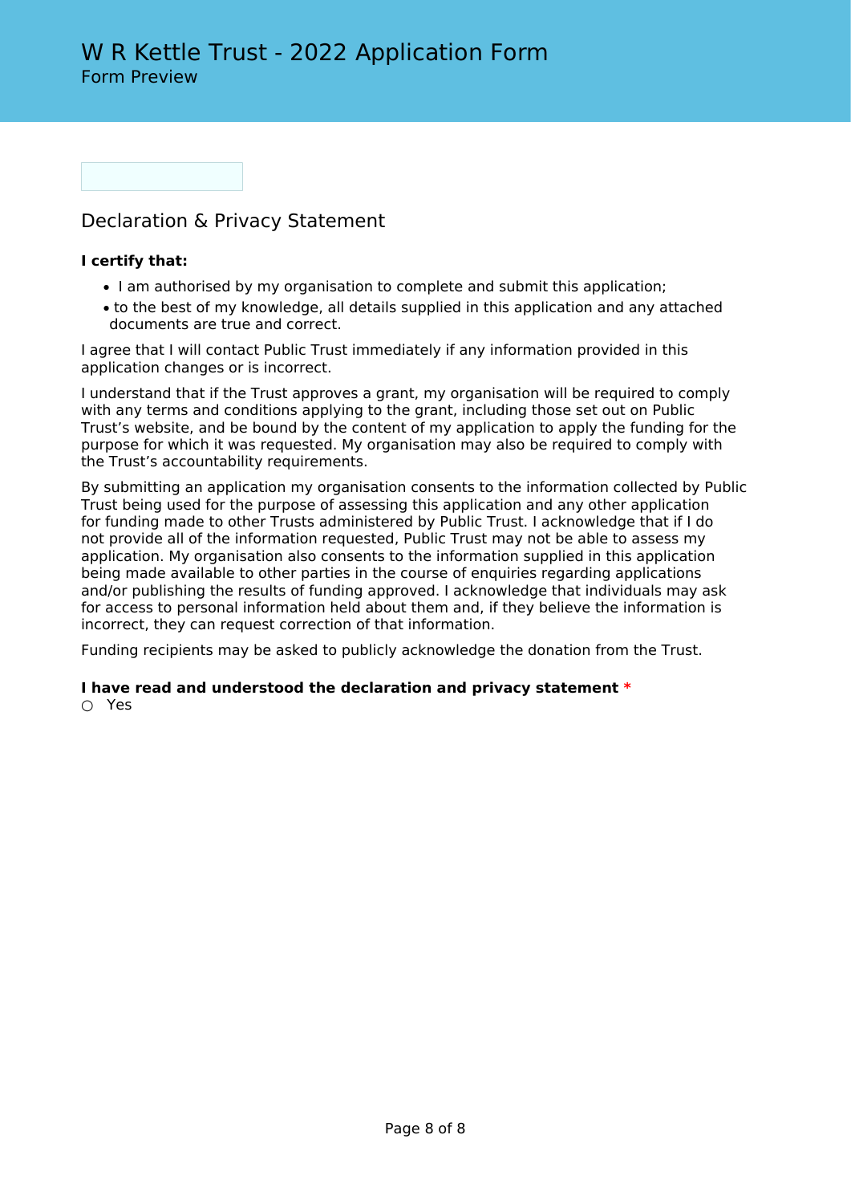# W R Kettle Trust - 2022 Application Form

Form Preview

## Declaration & Privacy Statement

**I certify that:**

- I am authorised by my organisation to complete and submit this application;
- to the best of my knowledge, all details supplied in this application and any attached documents are true and correct.

I agree that I will contact Public Trust immediately if any information provided in this application changes or is incorrect.

I understand that if the Trust approves a grant, my organisation will be required to comply with any terms and conditions applying to the grant, including those set out on Public Trust's website, and be bound by the content of my application to apply the funding for the purpose for which it was requested. My organisation may also be required to comply with the Trust's accountability requirements.

By submitting an application my organisation consents to the information collected by Public Trust being used for the purpose of assessing this application and any other application for funding made to other Trusts administered by Public Trust. I acknowledge that if I do not provide all of the information requested, Public Trust may not be able to assess my application. My organisation also consents to the information supplied in this application being made available to other parties in the course of enquiries regarding applications and/or publishing the results of funding approved. I acknowledge that individuals may ask for access to personal information held about them and, if they believe the information is incorrect, they can request correction of that information.

Funding recipients may be asked to publicly acknowledge the donation from the Trust.

**I have read and understood the declaration and privacy statement** *

○ Yes